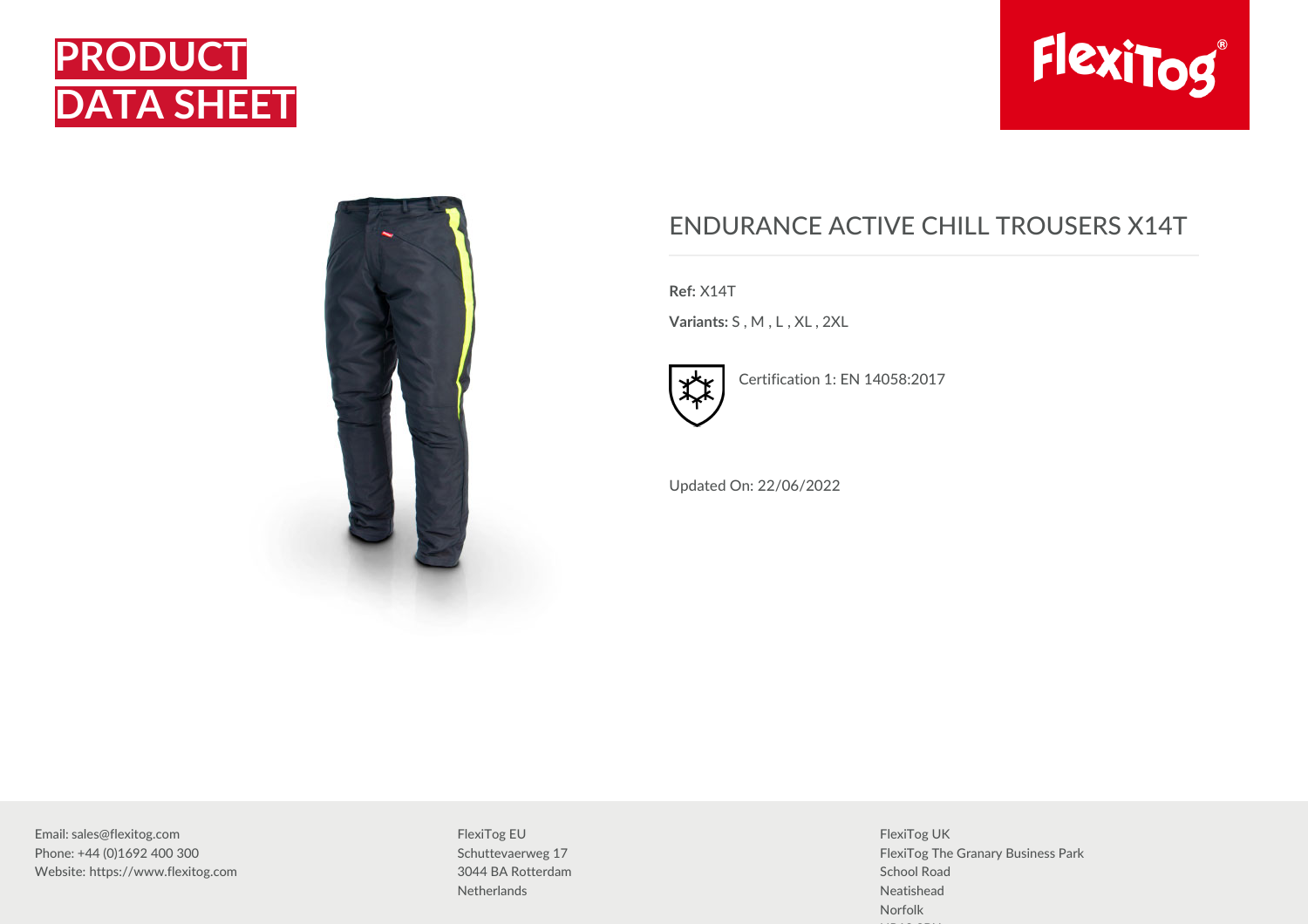# PRODUCT DATA SHEET

## ENDURANCE ACTIVE CHILL TROUSERS X14T

**Ref:** X14T

**Variants:** S , M , L , XL , 2XL

Certification 1: EN 14058:2017

Updated On: 22/06/2022

Email: sales@flexitog.com
Phone: +44 (0)1692 400 300
Website: https://www.flexitog.com

FlexiTog EU
Schuttevaerweg 17
3044 BA Rotterdam
Netherlands

FlexiTog UK
FlexiTog The Granary Business Park
School Road
Neatishead
Norfolk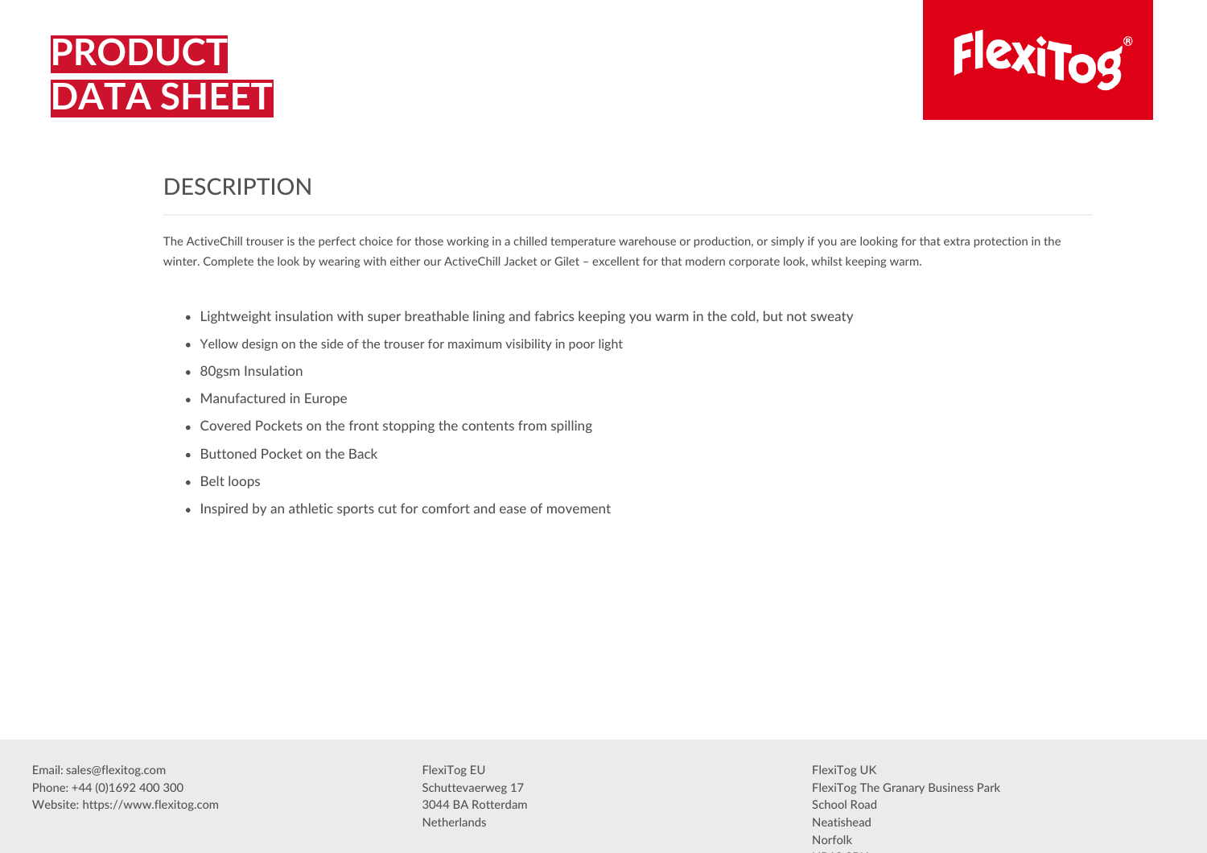# PRODUCT DATA SHEET

FlexiTog®

## DESCRIPTION

The ActiveChill trouser is the perfect choice for those working in a chilled temperature warehouse or production, or simply if you are looking for that extra protection in the winter. Complete the look by wearing with either our ActiveChill Jacket or Gilet – excellent for that modern corporate look, whilst keeping warm.

- Lightweight insulation with super breathable lining and fabrics keeping you warm in the cold, but not sweaty
- Yellow design on the side of the trouser for maximum visibility in poor light
- 80gsm Insulation
- Manufactured in Europe
- Covered Pockets on the front stopping the contents from spilling
- Buttoned Pocket on the Back
- Belt loops
- Inspired by an athletic sports cut for comfort and ease of movement

Email: sales@flexitog.com
Phone: +44 (0)1692 400 300
Website: https://www.flexitog.com

FlexiTog EU
Schuttevaerweg 17
3044 BA Rotterdam
Netherlands

FlexiTog UK
FlexiTog The Granary Business Park
School Road
Neatishead
Norfolk